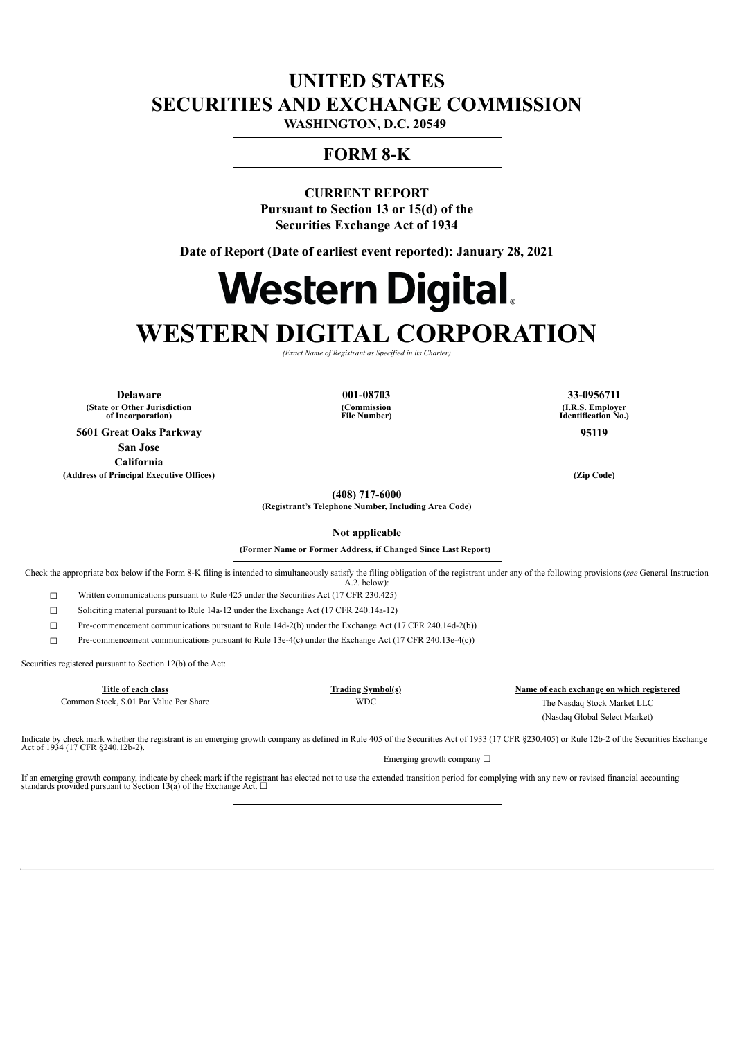# UNITED STATES
# SECURITIES AND EXCHANGE COMMISSION
**WASHINGTON, D.C. 20549**

## FORM 8-K

**CURRENT REPORT**
**Pursuant to Section 13 or 15(d) of the**
**Securities Exchange Act of 1934**

**Date of Report (Date of earliest event reported): January 28, 2021**

**Western Digital**

# WESTERN DIGITAL CORPORATION

*(Exact Name of Registrant as Specified in its Charter)*

| **Delaware** | **001-08703** | **33-0956711** |
|---|---|---|
| **(State or Other Jurisdiction of Incorporation)** | **(Commission File Number)** | **(I.R.S. Employer Identification No.)** |

**5601 Great Oaks Parkway**
**San Jose**
**California**
**(Address of Principal Executive Offices)**

**95119**
**(Zip Code)**

**(408) 717-6000**
**(Registrant's Telephone Number, Including Area Code)**

**Not applicable**
**(Former Name or Former Address, if Changed Since Last Report)**

Check the appropriate box below if the Form 8-K filing is intended to simultaneously satisfy the filing obligation of the registrant under any of the following provisions (*see* General Instruction A.2. below):

☐ Written communications pursuant to Rule 425 under the Securities Act (17 CFR 230.425)

☐ Soliciting material pursuant to Rule 14a-12 under the Exchange Act (17 CFR 240.14a-12)

☐ Pre-commencement communications pursuant to Rule 14d-2(b) under the Exchange Act (17 CFR 240.14d-2(b))

☐ Pre-commencement communications pursuant to Rule 13e-4(c) under the Exchange Act (17 CFR 240.13e-4(c))

Securities registered pursuant to Section 12(b) of the Act:

| Title of each class | Trading Symbol(s) | Name of each exchange on which registered |
|---|---|---|
| Common Stock, $.01 Par Value Per Share | WDC | The Nasdaq Stock Market LLC (Nasdaq Global Select Market) |

Indicate by check mark whether the registrant is an emerging growth company as defined in Rule 405 of the Securities Act of 1933 (17 CFR §230.405) or Rule 12b-2 of the Securities Exchange Act of 1934 (17 CFR §240.12b-2).

Emerging growth company ☐

If an emerging growth company, indicate by check mark if the registrant has elected not to use the extended transition period for complying with any new or revised financial accounting standards provided pursuant to Section 13(a) of the Exchange Act. ☐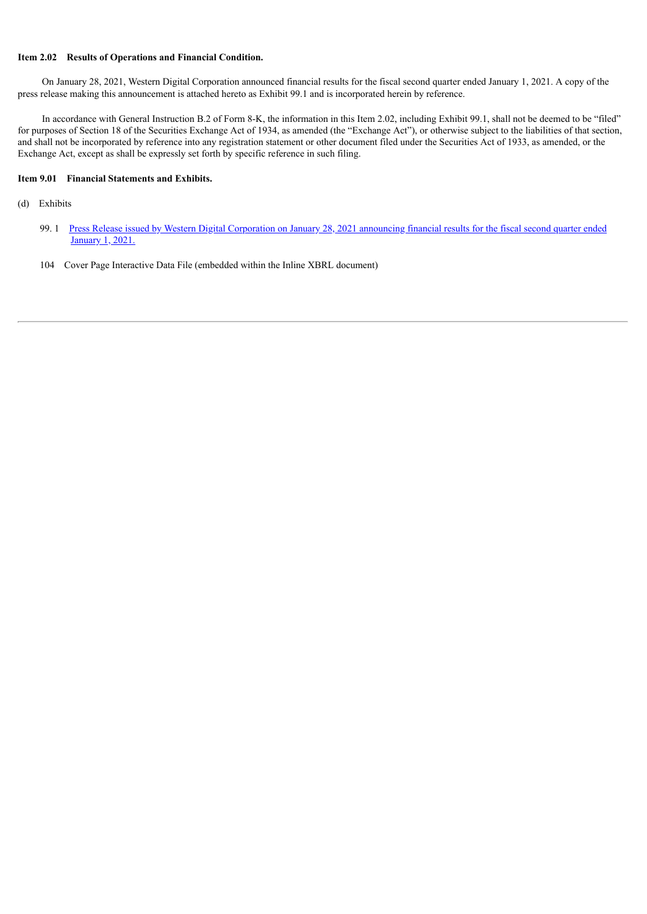**Item 2.02 Results of Operations and Financial Condition.**

On January 28, 2021, Western Digital Corporation announced financial results for the fiscal second quarter ended January 1, 2021. A copy of the press release making this announcement is attached hereto as Exhibit 99.1 and is incorporated herein by reference.

In accordance with General Instruction B.2 of Form 8-K, the information in this Item 2.02, including Exhibit 99.1, shall not be deemed to be "filed" for purposes of Section 18 of the Securities Exchange Act of 1934, as amended (the "Exchange Act"), or otherwise subject to the liabilities of that section, and shall not be incorporated by reference into any registration statement or other document filed under the Securities Act of 1933, as amended, or the Exchange Act, except as shall be expressly set forth by specific reference in such filing.

**Item 9.01 Financial Statements and Exhibits.**

(d) Exhibits

99. 1 Press Release issued by Western Digital Corporation on January 28, 2021 announcing financial results for the fiscal second quarter ended January 1, 2021.

104 Cover Page Interactive Data File (embedded within the Inline XBRL document)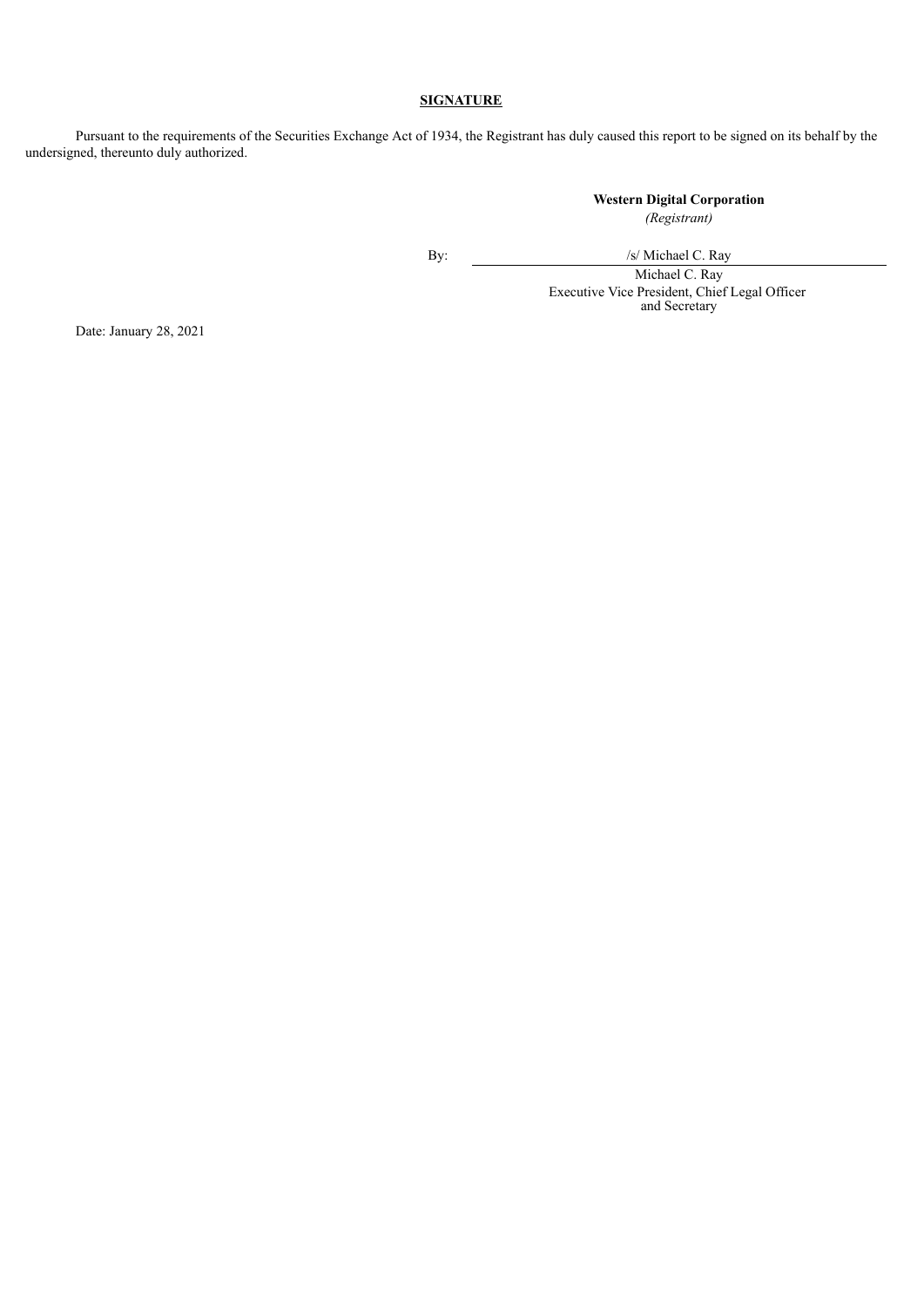**SIGNATURE**

Pursuant to the requirements of the Securities Exchange Act of 1934, the Registrant has duly caused this report to be signed on its behalf by the undersigned, thereunto duly authorized.

**Western Digital Corporation**
*(Registrant)*

By: /s/ Michael C. Ray

Michael C. Ray
Executive Vice President, Chief Legal Officer and Secretary

Date: January 28, 2021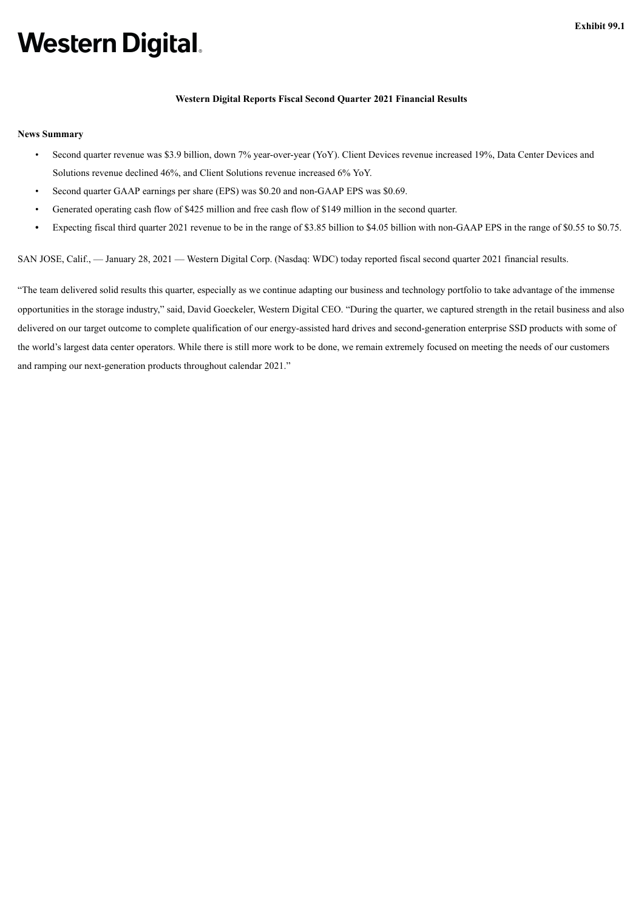**Exhibit 99.1**

# Western Digital

**Western Digital Reports Fiscal Second Quarter 2021 Financial Results**

**News Summary**

- Second quarter revenue was $3.9 billion, down 7% year-over-year (YoY). Client Devices revenue increased 19%, Data Center Devices and Solutions revenue declined 46%, and Client Solutions revenue increased 6% YoY.
- Second quarter GAAP earnings per share (EPS) was $0.20 and non-GAAP EPS was $0.69.
- Generated operating cash flow of $425 million and free cash flow of $149 million in the second quarter.
- Expecting fiscal third quarter 2021 revenue to be in the range of $3.85 billion to $4.05 billion with non-GAAP EPS in the range of $0.55 to $0.75.

SAN JOSE, Calif., — January 28, 2021 — Western Digital Corp. (Nasdaq: WDC) today reported fiscal second quarter 2021 financial results.

"The team delivered solid results this quarter, especially as we continue adapting our business and technology portfolio to take advantage of the immense opportunities in the storage industry," said, David Goeckeler, Western Digital CEO. "During the quarter, we captured strength in the retail business and also delivered on our target outcome to complete qualification of our energy-assisted hard drives and second-generation enterprise SSD products with some of the world's largest data center operators. While there is still more work to be done, we remain extremely focused on meeting the needs of our customers and ramping our next-generation products throughout calendar 2021."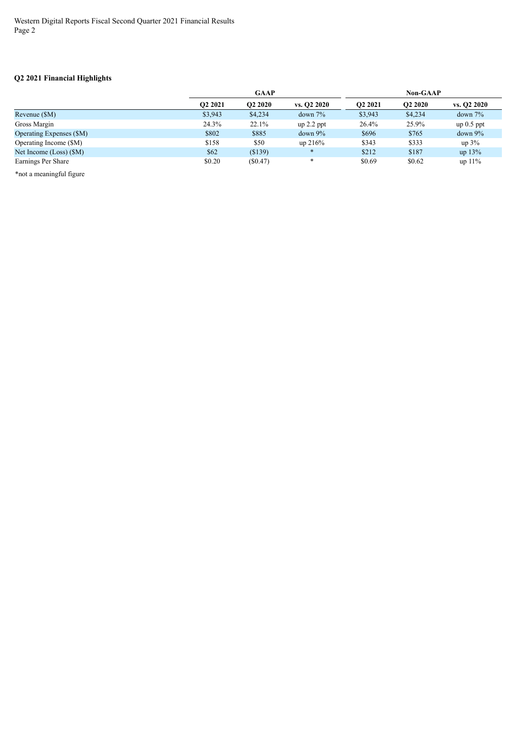## Q2 2021 Financial Highlights

| | GAAP | | | Non-GAAP | | |
|---|---|---|---|---|---|---|
| | Q2 2021 | Q2 2020 | vs. Q2 2020 | Q2 2021 | Q2 2020 | vs. Q2 2020 |
| Revenue ($M) | $3,943 | $4,234 | down 7% | $3,943 | $4,234 | down 7% |
| Gross Margin | 24.3% | 22.1% | up 2.2 ppt | 26.4% | 25.9% | up 0.5 ppt |
| Operating Expenses ($M) | $802 | $885 | down 9% | $696 | $765 | down 9% |
| Operating Income ($M) | $158 | $50 | up 216% | $343 | $333 | up 3% |
| Net Income (Loss) ($M) | $62 | ($139) | * | $212 | $187 | up 13% |
| Earnings Per Share | $0.20 | ($0.47) | * | $0.69 | $0.62 | up 11% |

*not a meaningful figure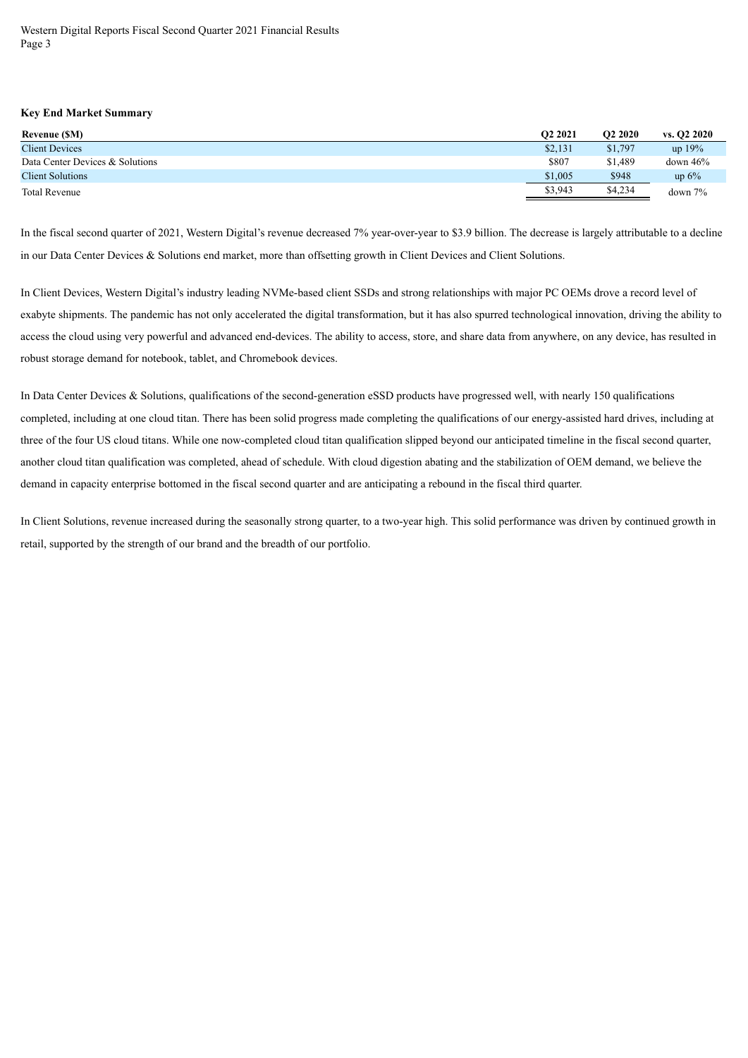**Key End Market Summary**

| Revenue ($M) | Q2 2021 | Q2 2020 | vs. Q2 2020 |
|---|---|---|---|
| Client Devices | $2,131 | $1,797 | up 19% |
| Data Center Devices & Solutions | $807 | $1,489 | down 46% |
| Client Solutions | $1,005 | $948 | up 6% |
| Total Revenue | $3,943 | $4,234 | down 7% |

In the fiscal second quarter of 2021, Western Digital's revenue decreased 7% year-over-year to $3.9 billion. The decrease is largely attributable to a decline in our Data Center Devices & Solutions end market, more than offsetting growth in Client Devices and Client Solutions.

In Client Devices, Western Digital's industry leading NVMe-based client SSDs and strong relationships with major PC OEMs drove a record level of exabyte shipments. The pandemic has not only accelerated the digital transformation, but it has also spurred technological innovation, driving the ability to access the cloud using very powerful and advanced end-devices. The ability to access, store, and share data from anywhere, on any device, has resulted in robust storage demand for notebook, tablet, and Chromebook devices.

In Data Center Devices & Solutions, qualifications of the second-generation eSSD products have progressed well, with nearly 150 qualifications completed, including at one cloud titan. There has been solid progress made completing the qualifications of our energy-assisted hard drives, including at three of the four US cloud titans. While one now-completed cloud titan qualification slipped beyond our anticipated timeline in the fiscal second quarter, another cloud titan qualification was completed, ahead of schedule. With cloud digestion abating and the stabilization of OEM demand, we believe the demand in capacity enterprise bottomed in the fiscal second quarter and are anticipating a rebound in the fiscal third quarter.

In Client Solutions, revenue increased during the seasonally strong quarter, to a two-year high. This solid performance was driven by continued growth in retail, supported by the strength of our brand and the breadth of our portfolio.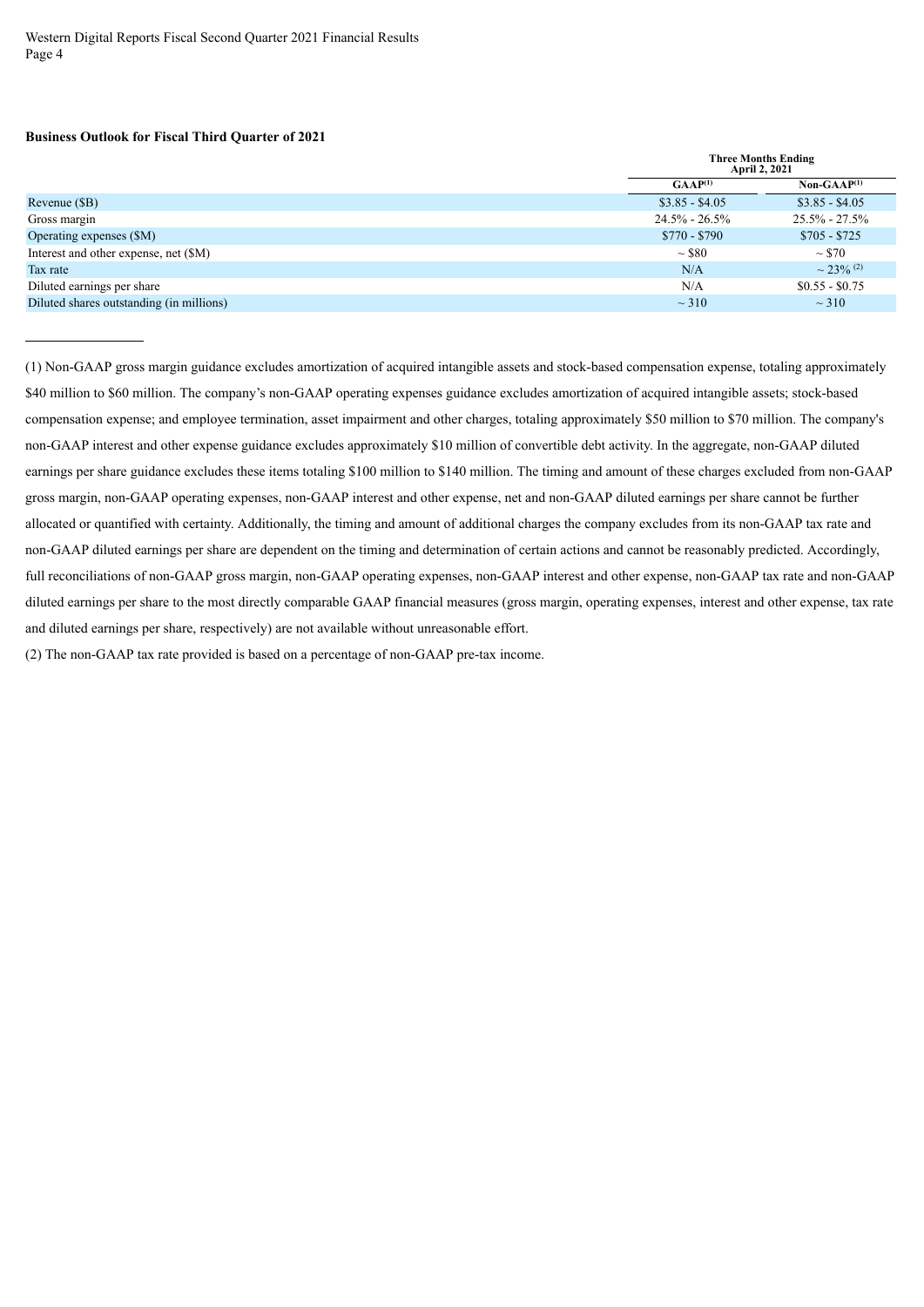**Business Outlook for Fiscal Third Quarter of 2021**

| | Three Months Ending April 2, 2021 | |
|---|---|---|
| | GAAP[(1)] | Non-GAAP[(1)] |
| Revenue ($B) | $3.85 - $4.05 | $3.85 - $4.05 |
| Gross margin | 24.5% - 26.5% | 25.5% - 27.5% |
| Operating expenses ($M) | $770 - $790 | $705 - $725 |
| Interest and other expense, net ($M) | ~ $80 | ~ $70 |
| Tax rate | N/A | ~ 23% [(2)] |
| Diluted earnings per share | N/A | $0.55 - $0.75 |
| Diluted shares outstanding (in millions) | ~ 310 | ~ 310 |

(1) Non-GAAP gross margin guidance excludes amortization of acquired intangible assets and stock-based compensation expense, totaling approximately $40 million to $60 million. The company's non-GAAP operating expenses guidance excludes amortization of acquired intangible assets; stock-based compensation expense; and employee termination, asset impairment and other charges, totaling approximately $50 million to $70 million. The company's non-GAAP interest and other expense guidance excludes approximately $10 million of convertible debt activity. In the aggregate, non-GAAP diluted earnings per share guidance excludes these items totaling $100 million to $140 million. The timing and amount of these charges excluded from non-GAAP gross margin, non-GAAP operating expenses, non-GAAP interest and other expense, net and non-GAAP diluted earnings per share cannot be further allocated or quantified with certainty. Additionally, the timing and amount of additional charges the company excludes from its non-GAAP tax rate and non-GAAP diluted earnings per share are dependent on the timing and determination of certain actions and cannot be reasonably predicted. Accordingly, full reconciliations of non-GAAP gross margin, non-GAAP operating expenses, non-GAAP interest and other expense, non-GAAP tax rate and non-GAAP diluted earnings per share to the most directly comparable GAAP financial measures (gross margin, operating expenses, interest and other expense, tax rate and diluted earnings per share, respectively) are not available without unreasonable effort.

(2) The non-GAAP tax rate provided is based on a percentage of non-GAAP pre-tax income.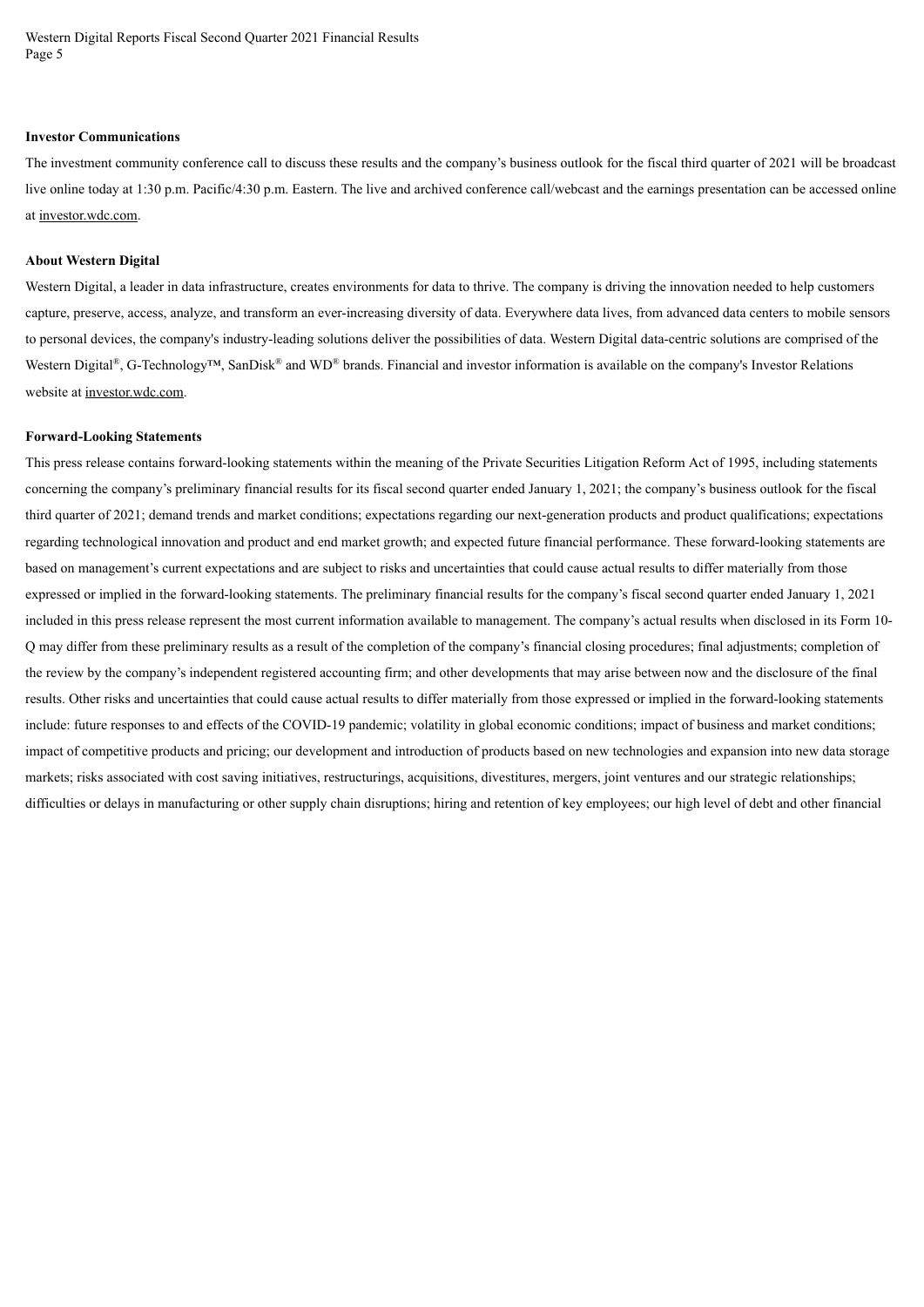**Investor Communications**

The investment community conference call to discuss these results and the company's business outlook for the fiscal third quarter of 2021 will be broadcast live online today at 1:30 p.m. Pacific/4:30 p.m. Eastern. The live and archived conference call/webcast and the earnings presentation can be accessed online at investor.wdc.com.

**About Western Digital**

Western Digital, a leader in data infrastructure, creates environments for data to thrive. The company is driving the innovation needed to help customers capture, preserve, access, analyze, and transform an ever-increasing diversity of data. Everywhere data lives, from advanced data centers to mobile sensors to personal devices, the company's industry-leading solutions deliver the possibilities of data. Western Digital data-centric solutions are comprised of the Western Digital®, G-Technology™, SanDisk® and WD® brands. Financial and investor information is available on the company's Investor Relations website at investor.wdc.com.

**Forward-Looking Statements**

This press release contains forward-looking statements within the meaning of the Private Securities Litigation Reform Act of 1995, including statements concerning the company's preliminary financial results for its fiscal second quarter ended January 1, 2021; the company's business outlook for the fiscal third quarter of 2021; demand trends and market conditions; expectations regarding our next-generation products and product qualifications; expectations regarding technological innovation and product and end market growth; and expected future financial performance. These forward-looking statements are based on management's current expectations and are subject to risks and uncertainties that could cause actual results to differ materially from those expressed or implied in the forward-looking statements. The preliminary financial results for the company's fiscal second quarter ended January 1, 2021 included in this press release represent the most current information available to management. The company's actual results when disclosed in its Form 10-Q may differ from these preliminary results as a result of the completion of the company's financial closing procedures; final adjustments; completion of the review by the company's independent registered accounting firm; and other developments that may arise between now and the disclosure of the final results. Other risks and uncertainties that could cause actual results to differ materially from those expressed or implied in the forward-looking statements include: future responses to and effects of the COVID-19 pandemic; volatility in global economic conditions; impact of business and market conditions; impact of competitive products and pricing; our development and introduction of products based on new technologies and expansion into new data storage markets; risks associated with cost saving initiatives, restructurings, acquisitions, divestitures, mergers, joint ventures and our strategic relationships; difficulties or delays in manufacturing or other supply chain disruptions; hiring and retention of key employees; our high level of debt and other financial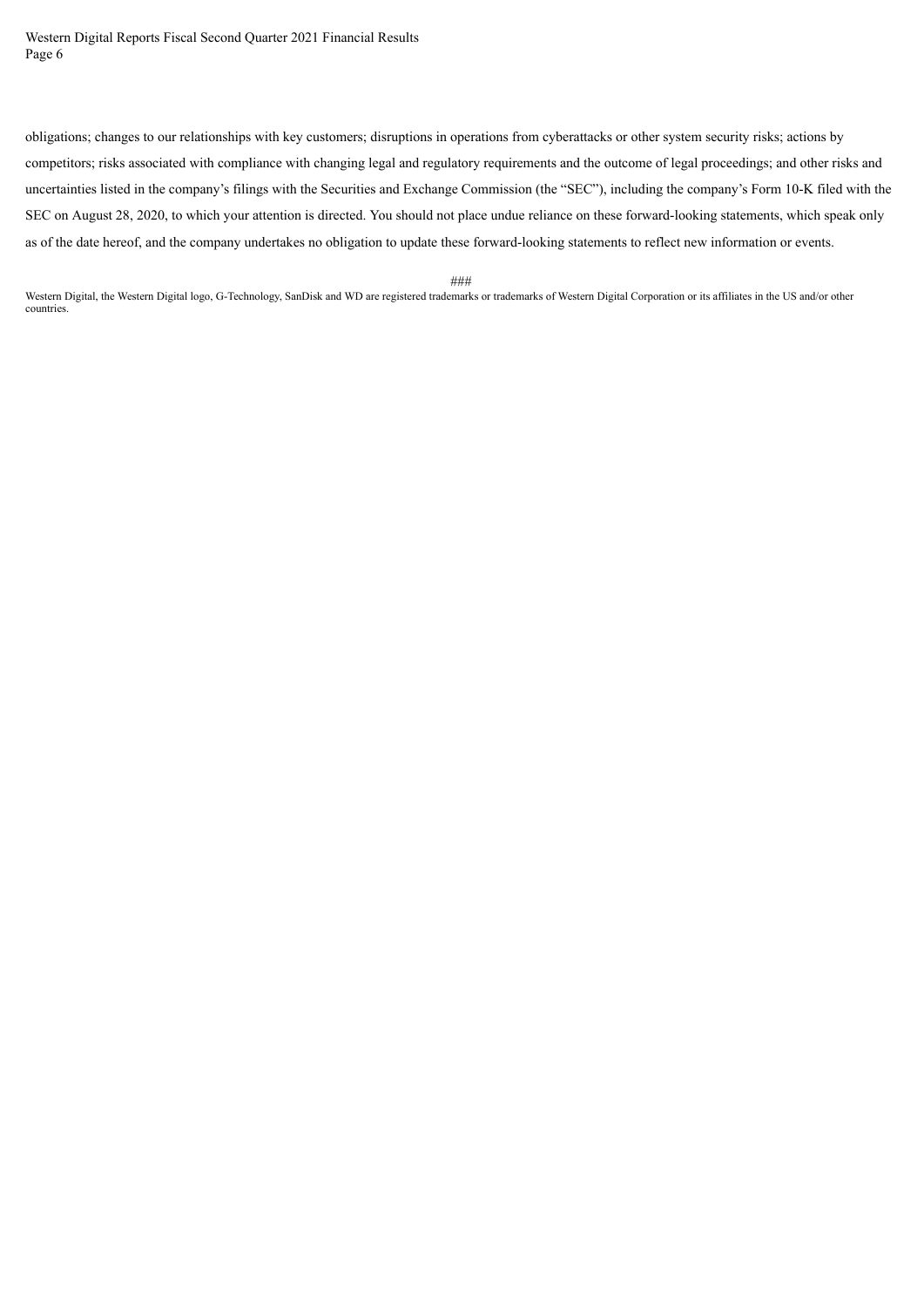obligations; changes to our relationships with key customers; disruptions in operations from cyberattacks or other system security risks; actions by competitors; risks associated with compliance with changing legal and regulatory requirements and the outcome of legal proceedings; and other risks and uncertainties listed in the company's filings with the Securities and Exchange Commission (the "SEC"), including the company's Form 10-K filed with the SEC on August 28, 2020, to which your attention is directed. You should not place undue reliance on these forward-looking statements, which speak only as of the date hereof, and the company undertakes no obligation to update these forward-looking statements to reflect new information or events.

###

Western Digital, the Western Digital logo, G-Technology, SanDisk and WD are registered trademarks or trademarks of Western Digital Corporation or its affiliates in the US and/or other countries.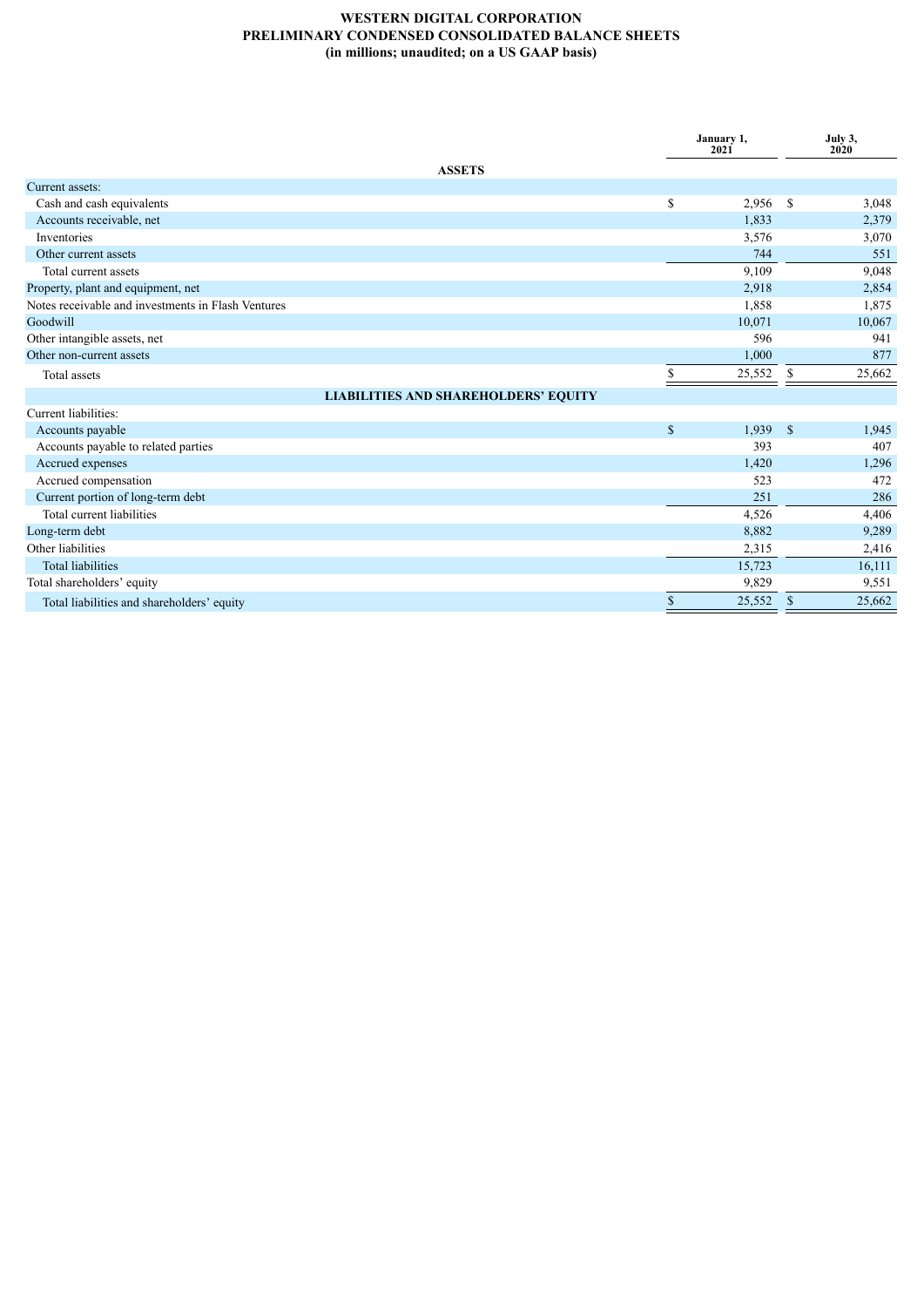# WESTERN DIGITAL CORPORATION
## PRELIMINARY CONDENSED CONSOLIDATED BALANCE SHEETS
### (in millions; unaudited; on a US GAAP basis)

| | January 1, 2021 | July 3, 2020 |
|---|---|---|
| **ASSETS** | | |
| Current assets: | | |
| Cash and cash equivalents | $ 2,956 | $ 3,048 |
| Accounts receivable, net | 1,833 | 2,379 |
| Inventories | 3,576 | 3,070 |
| Other current assets | 744 | 551 |
| Total current assets | 9,109 | 9,048 |
| Property, plant and equipment, net | 2,918 | 2,854 |
| Notes receivable and investments in Flash Ventures | 1,858 | 1,875 |
| Goodwill | 10,071 | 10,067 |
| Other intangible assets, net | 596 | 941 |
| Other non-current assets | 1,000 | 877 |
| Total assets | $ 25,552 | $ 25,662 |
| **LIABILITIES AND SHAREHOLDERS' EQUITY** | | |
| Current liabilities: | | |
| Accounts payable | $ 1,939 | $ 1,945 |
| Accounts payable to related parties | 393 | 407 |
| Accrued expenses | 1,420 | 1,296 |
| Accrued compensation | 523 | 472 |
| Current portion of long-term debt | 251 | 286 |
| Total current liabilities | 4,526 | 4,406 |
| Long-term debt | 8,882 | 9,289 |
| Other liabilities | 2,315 | 2,416 |
| Total liabilities | 15,723 | 16,111 |
| Total shareholders' equity | 9,829 | 9,551 |
| Total liabilities and shareholders' equity | $ 25,552 | $ 25,662 |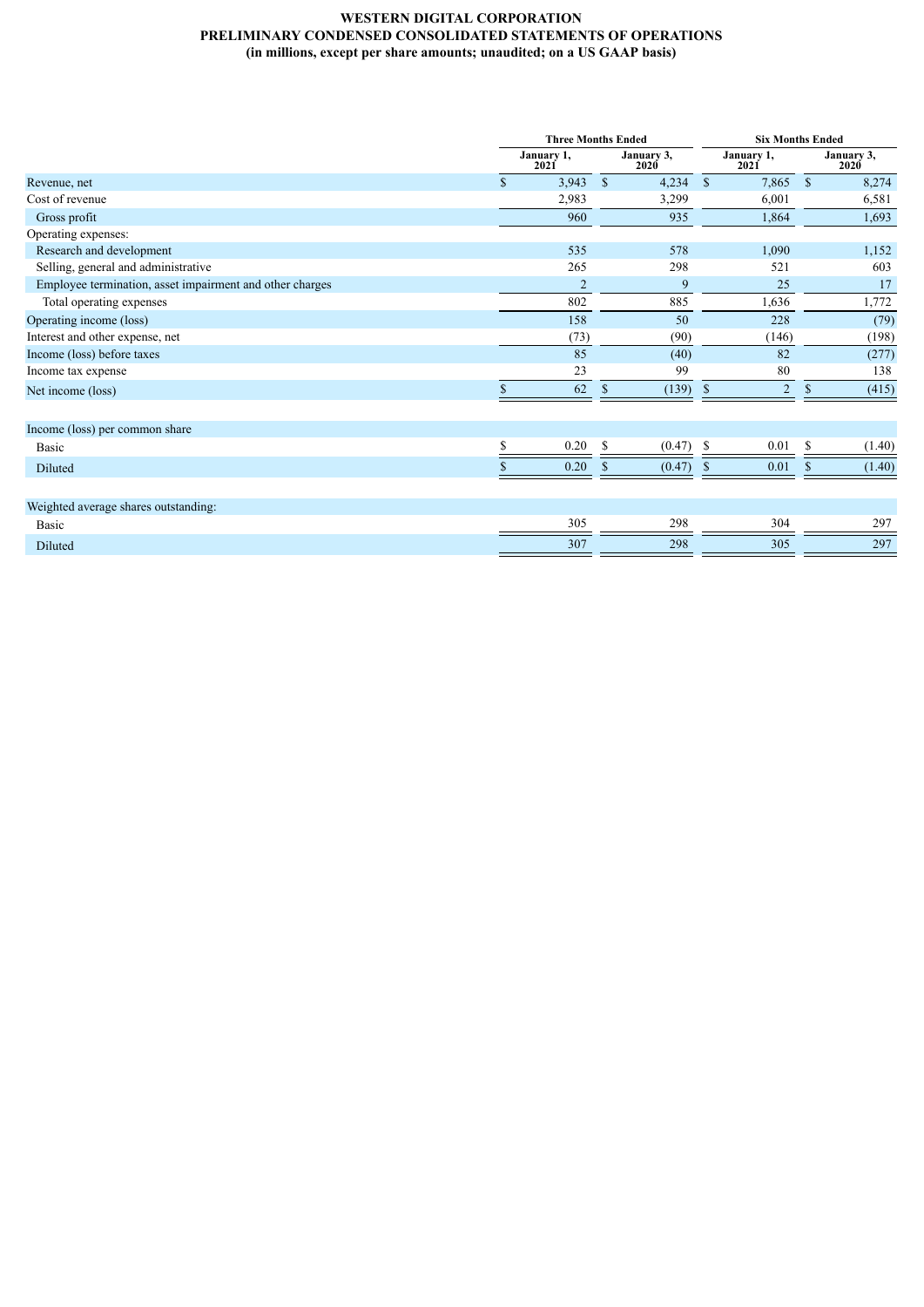# WESTERN DIGITAL CORPORATION
## PRELIMINARY CONDENSED CONSOLIDATED STATEMENTS OF OPERATIONS
### (in millions, except per share amounts; unaudited; on a US GAAP basis)

| | Three Months Ended | | Six Months Ended | |
|---|---|---|---|---|
| | January 1, 2021 | January 3, 2020 | January 1, 2021 | January 3, 2020 |
| Revenue, net | $ 3,943 | $ 4,234 | $ 7,865 | $ 8,274 |
| Cost of revenue | 2,983 | 3,299 | 6,001 | 6,581 |
| Gross profit | 960 | 935 | 1,864 | 1,693 |
| Operating expenses: | | | | |
| Research and development | 535 | 578 | 1,090 | 1,152 |
| Selling, general and administrative | 265 | 298 | 521 | 603 |
| Employee termination, asset impairment and other charges | 2 | 9 | 25 | 17 |
| Total operating expenses | 802 | 885 | 1,636 | 1,772 |
| Operating income (loss) | 158 | 50 | 228 | (79) |
| Interest and other expense, net | (73) | (90) | (146) | (198) |
| Income (loss) before taxes | 85 | (40) | 82 | (277) |
| Income tax expense | 23 | 99 | 80 | 138 |
| Net income (loss) | $ 62 | $ (139) | $ 2 | $ (415) |
| | | | | |
| Income (loss) per common share | | | | |
| Basic | $ 0.20 | $ (0.47) | $ 0.01 | $ (1.40) |
| Diluted | $ 0.20 | $ (0.47) | $ 0.01 | $ (1.40) |
| | | | | |
| Weighted average shares outstanding: | | | | |
| Basic | 305 | 298 | 304 | 297 |
| Diluted | 307 | 298 | 305 | 297 |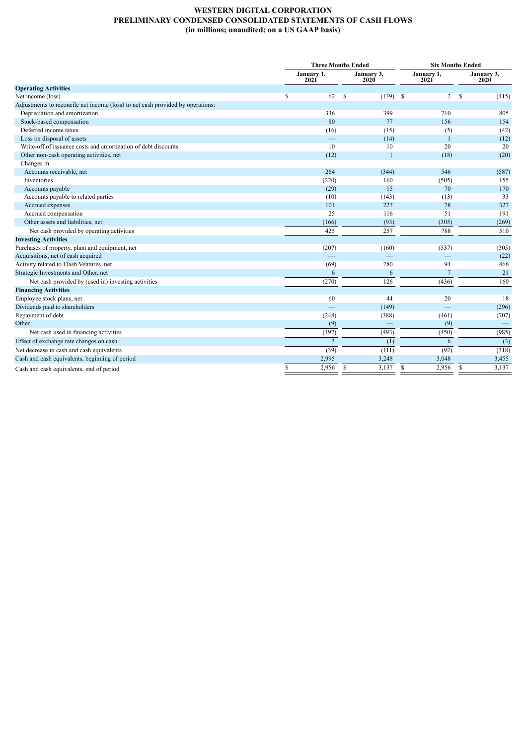# WESTERN DIGITAL CORPORATION
## PRELIMINARY CONDENSED CONSOLIDATED STATEMENTS OF CASH FLOWS
### (in millions; unaudited; on a US GAAP basis)

| | Three Months Ended | | Six Months Ended | |
|---|---|---|---|---|
| | January 1, 2021 | January 3, 2020 | January 1, 2021 | January 3, 2020 |
| **Operating Activities** | | | | |
| Net income (loss) | $ 62 | $ (139) | $ 2 | $ (415) |
| Adjustments to reconcile net income (loss) to net cash provided by operations: | | | | |
| Depreciation and amortization | 336 | 399 | 710 | 805 |
| Stock-based compensation | 80 | 77 | 156 | 154 |
| Deferred income taxes | (16) | (15) | (5) | (42) |
| Loss on disposal of assets | — | (14) | 1 | (12) |
| Write-off of issuance costs and amortization of debt discounts | 10 | 10 | 20 | 20 |
| Other non-cash operating activities, net | (12) | 1 | (18) | (20) |
| Changes in: | | | | |
| Accounts receivable, net | 264 | (344) | 546 | (587) |
| Inventories | (220) | 160 | (505) | 155 |
| Accounts payable | (29) | 15 | 70 | 170 |
| Accounts payable to related parties | (10) | (143) | (13) | 33 |
| Accrued expenses | 101 | 227 | 78 | 327 |
| Accrued compensation | 25 | 116 | 51 | 191 |
| Other assets and liabilities, net | (166) | (93) | (305) | (269) |
| Net cash provided by operating activities | 425 | 257 | 788 | 510 |
| **Investing Activities** | | | | |
| Purchases of property, plant and equipment, net | (207) | (160) | (537) | (305) |
| Acquisitions, net of cash acquired | — | — | — | (22) |
| Activity related to Flash Ventures, net | (69) | 280 | 94 | 466 |
| Strategic Investments and Other, net | 6 | 6 | 7 | 21 |
| Net cash provided by (used in) investing activities | (270) | 126 | (436) | 160 |
| **Financing Activities** | | | | |
| Employee stock plans, net | 60 | 44 | 20 | 18 |
| Dividends paid to shareholders | — | (149) | — | (296) |
| Repayment of debt | (248) | (388) | (461) | (707) |
| Other | (9) | — | (9) | — |
| Net cash used in financing activities | (197) | (493) | (450) | (985) |
| Effect of exchange rate changes on cash | 3 | (1) | 6 | (3) |
| Net decrease in cash and cash equivalents | (39) | (111) | (92) | (318) |
| Cash and cash equivalents, beginning of period | 2,995 | 3,248 | 3,048 | 3,455 |
| Cash and cash equivalents, end of period | $ 2,956 | $ 3,137 | $ 2,956 | $ 3,137 |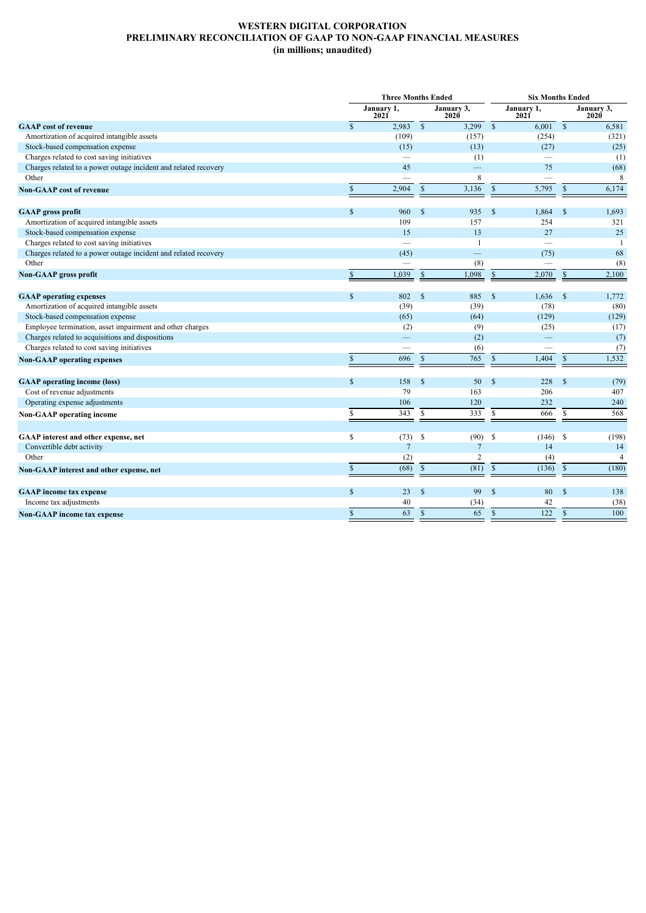# WESTERN DIGITAL CORPORATION
## PRELIMINARY RECONCILIATION OF GAAP TO NON-GAAP FINANCIAL MEASURES
### (in millions; unaudited)

| | Three Months Ended | | Six Months Ended | |
|---|---|---|---|---|
| | January 1, 2021 | January 3, 2020 | January 1, 2021 | January 3, 2020 |
| **GAAP cost of revenue** | $ 2,983 | $ 3,299 | $ 6,001 | $ 6,581 |
| Amortization of acquired intangible assets | (109) | (157) | (254) | (321) |
| Stock-based compensation expense | (15) | (13) | (27) | (25) |
| Charges related to cost saving initiatives | — | (1) | — | (1) |
| Charges related to a power outage incident and related recovery | 45 | — | 75 | (68) |
| Other | — | 8 | — | 8 |
| **Non-GAAP cost of revenue** | $ 2,904 | $ 3,136 | $ 5,795 | $ 6,174 |
| | | | | |
| **GAAP gross profit** | $ 960 | $ 935 | $ 1,864 | $ 1,693 |
| Amortization of acquired intangible assets | 109 | 157 | 254 | 321 |
| Stock-based compensation expense | 15 | 13 | 27 | 25 |
| Charges related to cost saving initiatives | — | 1 | — | 1 |
| Charges related to a power outage incident and related recovery | (45) | — | (75) | 68 |
| Other | — | (8) | — | (8) |
| **Non-GAAP gross profit** | $ 1,039 | $ 1,098 | $ 2,070 | $ 2,100 |
| | | | | |
| **GAAP operating expenses** | $ 802 | $ 885 | $ 1,636 | $ 1,772 |
| Amortization of acquired intangible assets | (39) | (39) | (78) | (80) |
| Stock-based compensation expense | (65) | (64) | (129) | (129) |
| Employee termination, asset impairment and other charges | (2) | (9) | (25) | (17) |
| Charges related to acquisitions and dispositions | — | (2) | — | (7) |
| Charges related to cost saving initiatives | — | (6) | — | (7) |
| **Non-GAAP operating expenses** | $ 696 | $ 765 | $ 1,404 | $ 1,532 |
| | | | | |
| **GAAP operating income (loss)** | $ 158 | $ 50 | $ 228 | $ (79) |
| Cost of revenue adjustments | 79 | 163 | 206 | 407 |
| Operating expense adjustments | 106 | 120 | 232 | 240 |
| **Non-GAAP operating income** | $ 343 | $ 333 | $ 666 | $ 568 |
| | | | | |
| **GAAP interest and other expense, net** | $ (73) | $ (90) | $ (146) | $ (198) |
| Convertible debt activity | 7 | 7 | 14 | 14 |
| Other | (2) | 2 | (4) | 4 |
| **Non-GAAP interest and other expense, net** | $ (68) | $ (81) | $ (136) | $ (180) |
| | | | | |
| **GAAP income tax expense** | $ 23 | $ 99 | $ 80 | $ 138 |
| Income tax adjustments | 40 | (34) | 42 | (38) |
| **Non-GAAP income tax expense** | $ 63 | $ 65 | $ 122 | $ 100 |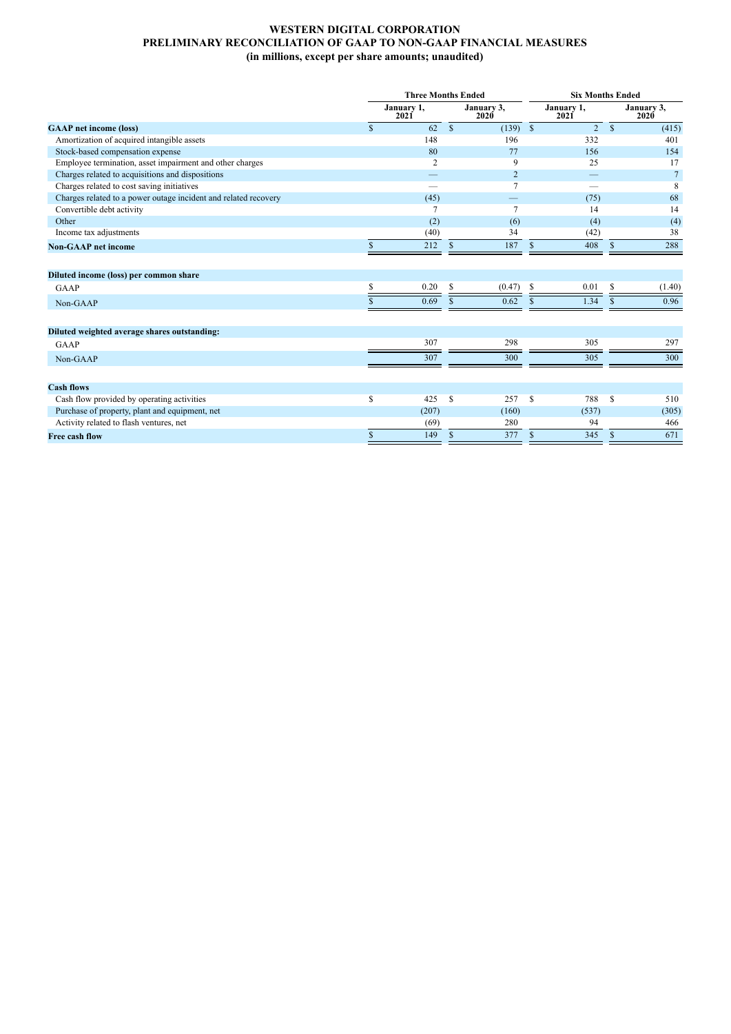# WESTERN DIGITAL CORPORATION
## PRELIMINARY RECONCILIATION OF GAAP TO NON-GAAP FINANCIAL MEASURES
### (in millions, except per share amounts; unaudited)

| | Three Months Ended | | Six Months Ended | |
|---|---|---|---|---|
| | January 1, 2021 | January 3, 2020 | January 1, 2021 | January 3, 2020 |
| **GAAP net income (loss)** | $ 62 | $ (139) | $ 2 | $ (415) |
| Amortization of acquired intangible assets | 148 | 196 | 332 | 401 |
| Stock-based compensation expense | 80 | 77 | 156 | 154 |
| Employee termination, asset impairment and other charges | 2 | 9 | 25 | 17 |
| Charges related to acquisitions and dispositions | — | 2 | — | 7 |
| Charges related to cost saving initiatives | — | 7 | — | 8 |
| Charges related to a power outage incident and related recovery | (45) | — | (75) | 68 |
| Convertible debt activity | 7 | 7 | 14 | 14 |
| Other | (2) | (6) | (4) | (4) |
| Income tax adjustments | (40) | 34 | (42) | 38 |
| **Non-GAAP net income** | $ 212 | $ 187 | $ 408 | $ 288 |
| | | | | |
| **Diluted income (loss) per common share** | | | | |
| GAAP | $ 0.20 | $ (0.47) | $ 0.01 | $ (1.40) |
| Non-GAAP | $ 0.69 | $ 0.62 | $ 1.34 | $ 0.96 |
| | | | | |
| **Diluted weighted average shares outstanding:** | | | | |
| GAAP | 307 | 298 | 305 | 297 |
| Non-GAAP | 307 | 300 | 305 | 300 |
| | | | | |
| **Cash flows** | | | | |
| Cash flow provided by operating activities | $ 425 | $ 257 | $ 788 | $ 510 |
| Purchase of property, plant and equipment, net | (207) | (160) | (537) | (305) |
| Activity related to flash ventures, net | (69) | 280 | 94 | 466 |
| **Free cash flow** | $ 149 | $ 377 | $ 345 | $ 671 |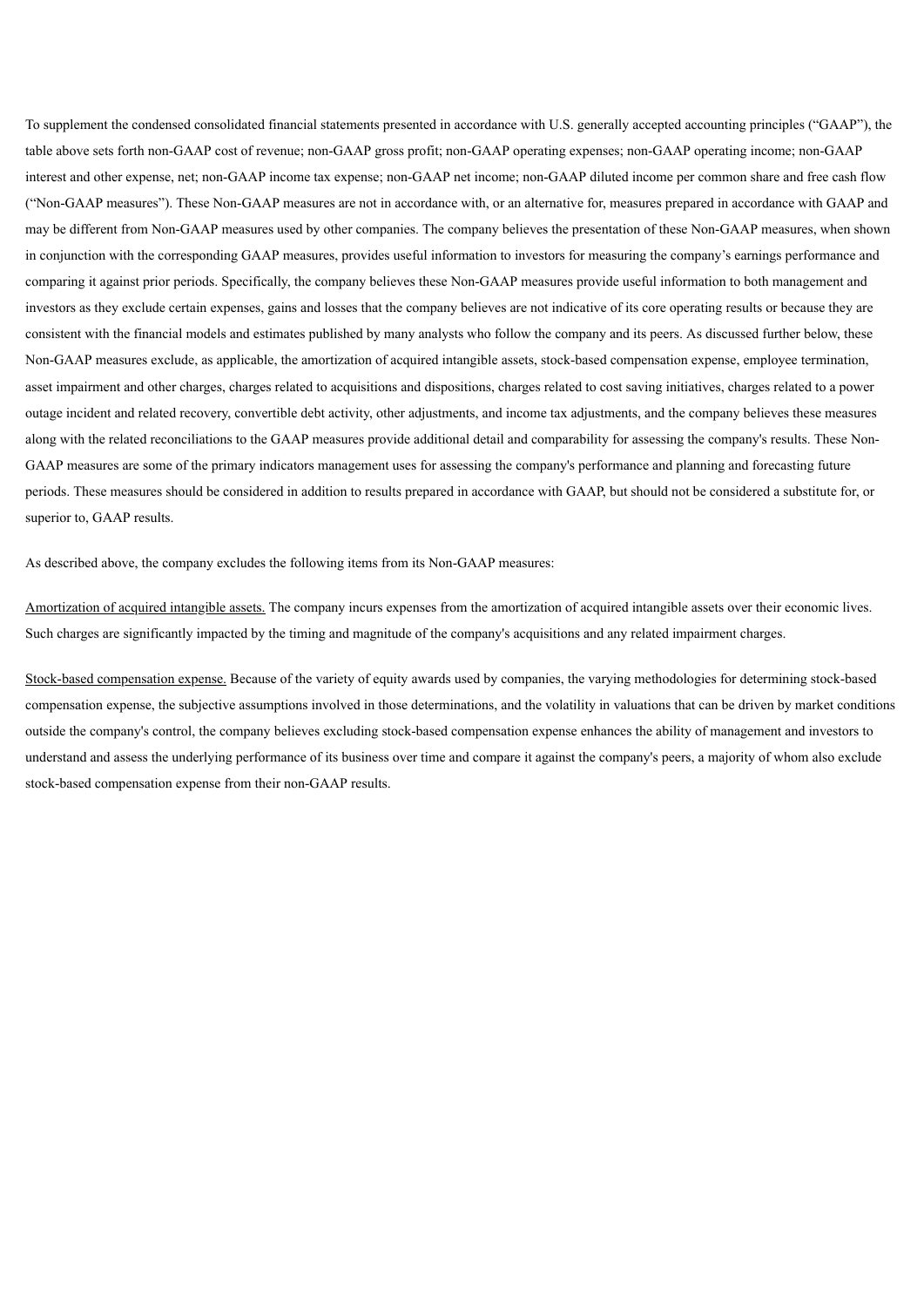To supplement the condensed consolidated financial statements presented in accordance with U.S. generally accepted accounting principles ("GAAP"), the table above sets forth non-GAAP cost of revenue; non-GAAP gross profit; non-GAAP operating expenses; non-GAAP operating income; non-GAAP interest and other expense, net; non-GAAP income tax expense; non-GAAP net income; non-GAAP diluted income per common share and free cash flow ("Non-GAAP measures"). These Non-GAAP measures are not in accordance with, or an alternative for, measures prepared in accordance with GAAP and may be different from Non-GAAP measures used by other companies. The company believes the presentation of these Non-GAAP measures, when shown in conjunction with the corresponding GAAP measures, provides useful information to investors for measuring the company's earnings performance and comparing it against prior periods. Specifically, the company believes these Non-GAAP measures provide useful information to both management and investors as they exclude certain expenses, gains and losses that the company believes are not indicative of its core operating results or because they are consistent with the financial models and estimates published by many analysts who follow the company and its peers. As discussed further below, these Non-GAAP measures exclude, as applicable, the amortization of acquired intangible assets, stock-based compensation expense, employee termination, asset impairment and other charges, charges related to acquisitions and dispositions, charges related to cost saving initiatives, charges related to a power outage incident and related recovery, convertible debt activity, other adjustments, and income tax adjustments, and the company believes these measures along with the related reconciliations to the GAAP measures provide additional detail and comparability for assessing the company's results. These Non-GAAP measures are some of the primary indicators management uses for assessing the company's performance and planning and forecasting future periods. These measures should be considered in addition to results prepared in accordance with GAAP, but should not be considered a substitute for, or superior to, GAAP results.

As described above, the company excludes the following items from its Non-GAAP measures:

Amortization of acquired intangible assets. The company incurs expenses from the amortization of acquired intangible assets over their economic lives. Such charges are significantly impacted by the timing and magnitude of the company's acquisitions and any related impairment charges.

Stock-based compensation expense. Because of the variety of equity awards used by companies, the varying methodologies for determining stock-based compensation expense, the subjective assumptions involved in those determinations, and the volatility in valuations that can be driven by market conditions outside the company's control, the company believes excluding stock-based compensation expense enhances the ability of management and investors to understand and assess the underlying performance of its business over time and compare it against the company's peers, a majority of whom also exclude stock-based compensation expense from their non-GAAP results.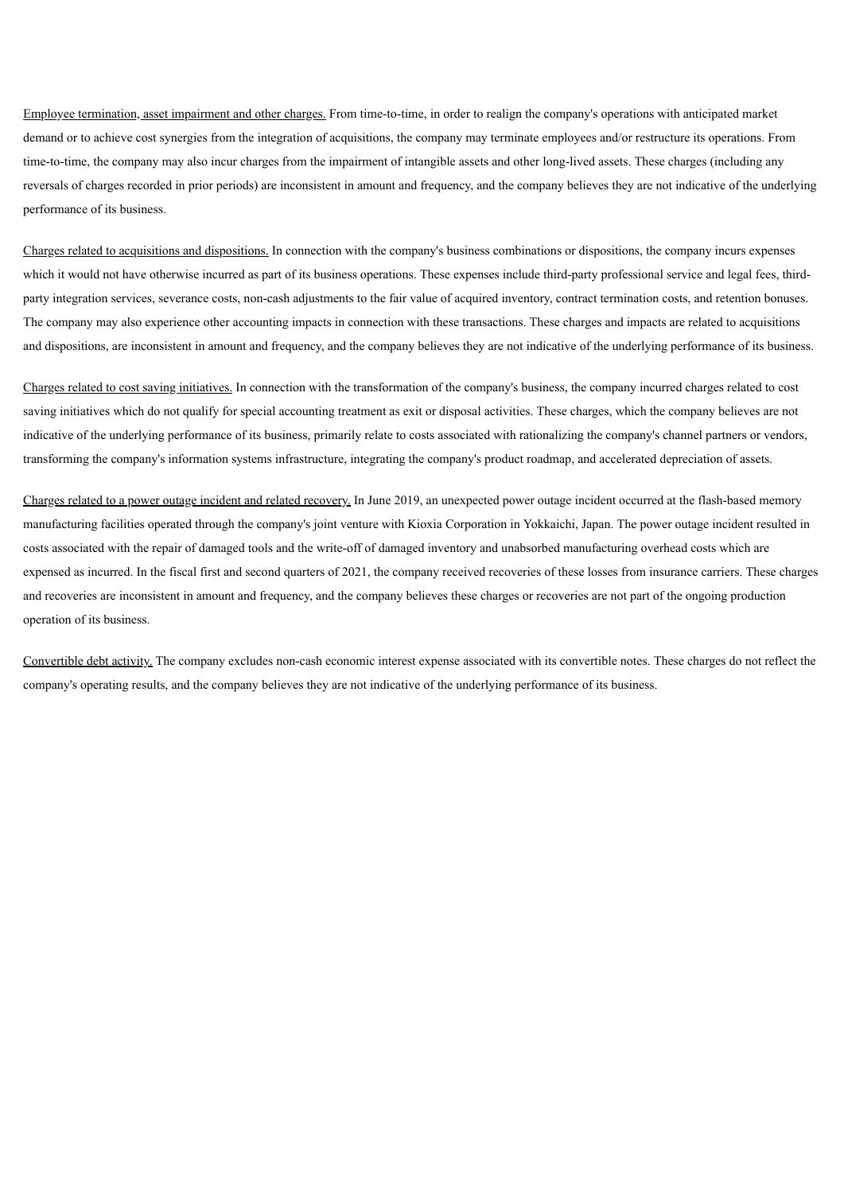Employee termination, asset impairment and other charges. From time-to-time, in order to realign the company's operations with anticipated market demand or to achieve cost synergies from the integration of acquisitions, the company may terminate employees and/or restructure its operations. From time-to-time, the company may also incur charges from the impairment of intangible assets and other long-lived assets. These charges (including any reversals of charges recorded in prior periods) are inconsistent in amount and frequency, and the company believes they are not indicative of the underlying performance of its business.

Charges related to acquisitions and dispositions. In connection with the company's business combinations or dispositions, the company incurs expenses which it would not have otherwise incurred as part of its business operations. These expenses include third-party professional service and legal fees, third-party integration services, severance costs, non-cash adjustments to the fair value of acquired inventory, contract termination costs, and retention bonuses. The company may also experience other accounting impacts in connection with these transactions. These charges and impacts are related to acquisitions and dispositions, are inconsistent in amount and frequency, and the company believes they are not indicative of the underlying performance of its business.

Charges related to cost saving initiatives. In connection with the transformation of the company's business, the company incurred charges related to cost saving initiatives which do not qualify for special accounting treatment as exit or disposal activities. These charges, which the company believes are not indicative of the underlying performance of its business, primarily relate to costs associated with rationalizing the company's channel partners or vendors, transforming the company's information systems infrastructure, integrating the company's product roadmap, and accelerated depreciation of assets.

Charges related to a power outage incident and related recovery. In June 2019, an unexpected power outage incident occurred at the flash-based memory manufacturing facilities operated through the company's joint venture with Kioxia Corporation in Yokkaichi, Japan. The power outage incident resulted in costs associated with the repair of damaged tools and the write-off of damaged inventory and unabsorbed manufacturing overhead costs which are expensed as incurred. In the fiscal first and second quarters of 2021, the company received recoveries of these losses from insurance carriers. These charges and recoveries are inconsistent in amount and frequency, and the company believes these charges or recoveries are not part of the ongoing production operation of its business.

Convertible debt activity. The company excludes non-cash economic interest expense associated with its convertible notes. These charges do not reflect the company's operating results, and the company believes they are not indicative of the underlying performance of its business.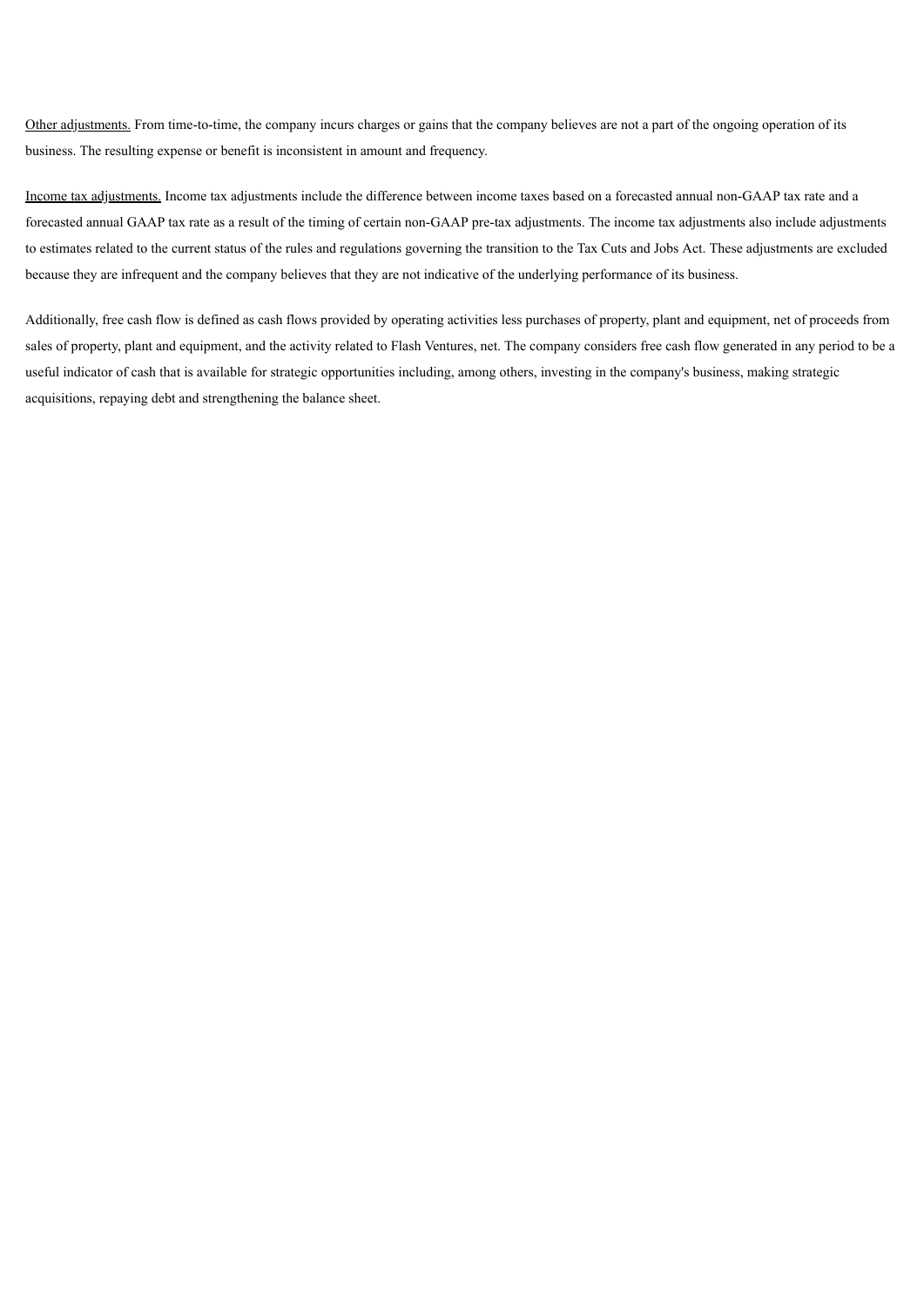<u>Other adjustments.</u> From time-to-time, the company incurs charges or gains that the company believes are not a part of the ongoing operation of its business. The resulting expense or benefit is inconsistent in amount and frequency.

<u>Income tax adjustments.</u> Income tax adjustments include the difference between income taxes based on a forecasted annual non-GAAP tax rate and a forecasted annual GAAP tax rate as a result of the timing of certain non-GAAP pre-tax adjustments. The income tax adjustments also include adjustments to estimates related to the current status of the rules and regulations governing the transition to the Tax Cuts and Jobs Act. These adjustments are excluded because they are infrequent and the company believes that they are not indicative of the underlying performance of its business.

Additionally, free cash flow is defined as cash flows provided by operating activities less purchases of property, plant and equipment, net of proceeds from sales of property, plant and equipment, and the activity related to Flash Ventures, net. The company considers free cash flow generated in any period to be a useful indicator of cash that is available for strategic opportunities including, among others, investing in the company's business, making strategic acquisitions, repaying debt and strengthening the balance sheet.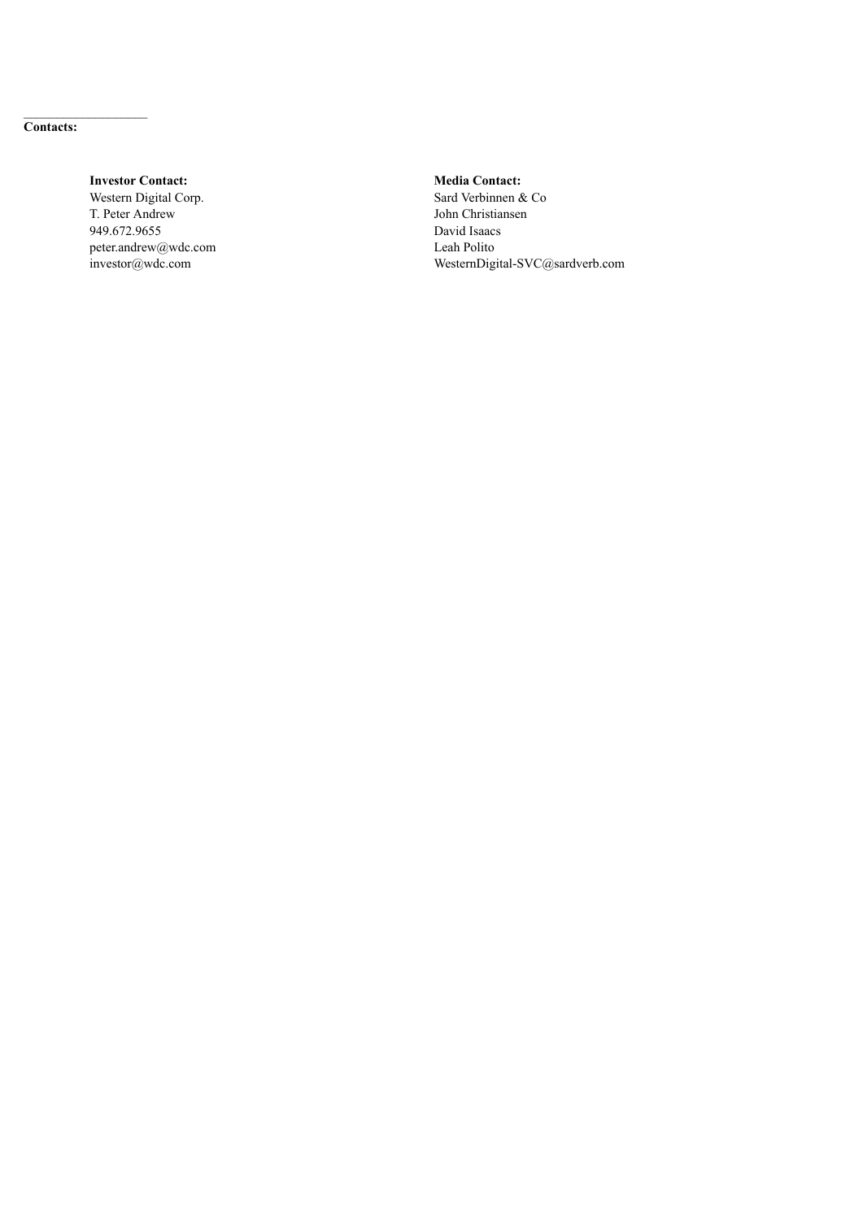**Contacts:**

| | |
|---|---|
| **Investor Contact:** | **Media Contact:** |
| Western Digital Corp. | Sard Verbinnen & Co |
| T. Peter Andrew | John Christiansen |
| 949.672.9655 | David Isaacs |
| peter.andrew@wdc.com | Leah Polito |
| investor@wdc.com | WesternDigital-SVC@sardverb.com |